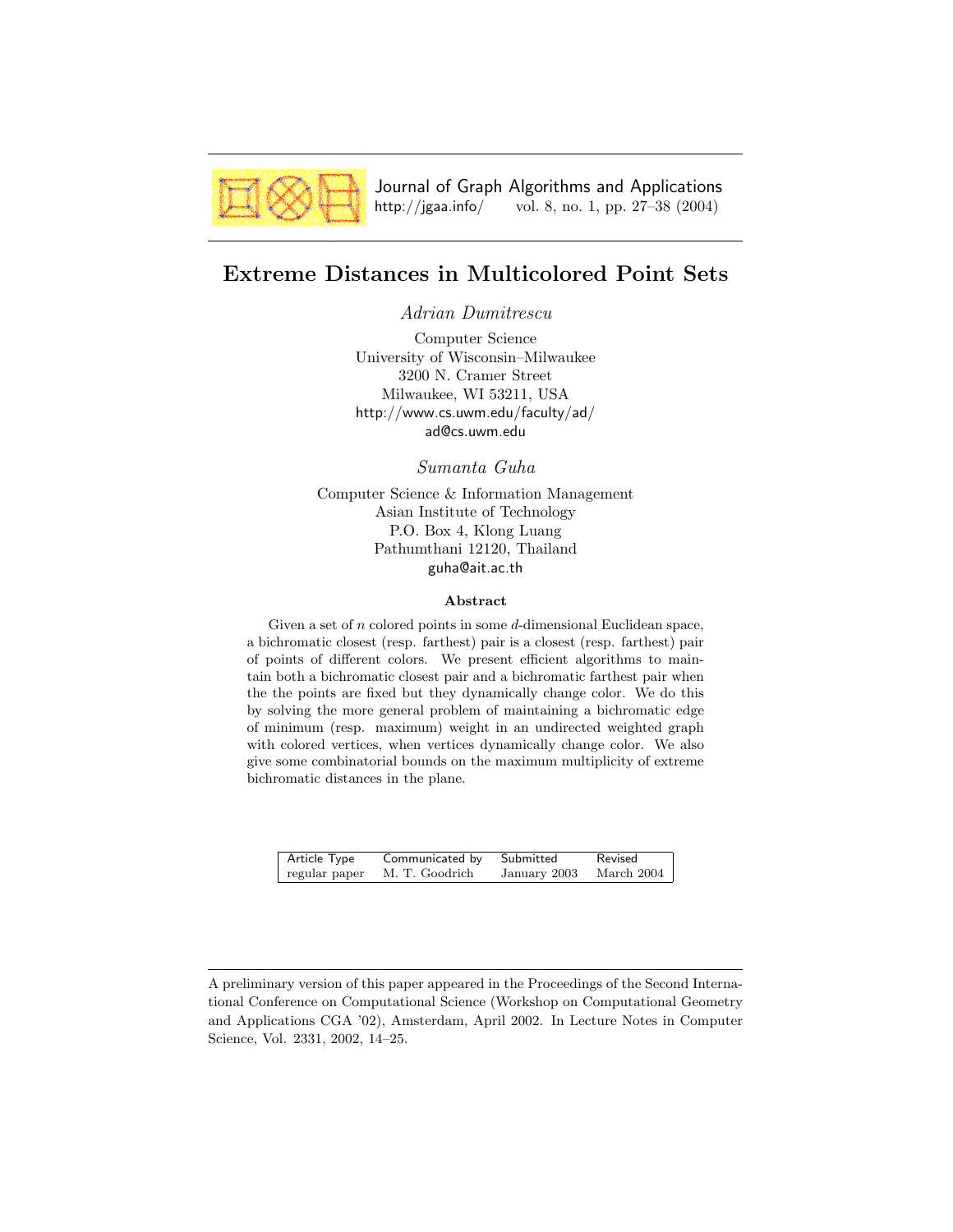Journal of Graph Algorithms and Applications
http://jgaa.info/ vol. 8, no. 1, pp. 27–38 (2004)

# Extreme Distances in Multicolored Point Sets

*Adrian Dumitrescu*

Computer Science
University of Wisconsin–Milwaukee
3200 N. Cramer Street
Milwaukee, WI 53211, USA
http://www.cs.uwm.edu/faculty/ad/
ad@cs.uwm.edu

*Sumanta Guha*

Computer Science & Information Management
Asian Institute of Technology
P.O. Box 4, Klong Luang
Pathumthani 12120, Thailand
guha@ait.ac.th

### Abstract

Given a set of $n$ colored points in some $d$-dimensional Euclidean space, a bichromatic closest (resp. farthest) pair is a closest (resp. farthest) pair of points of different colors. We present efficient algorithms to maintain both a bichromatic closest pair and a bichromatic farthest pair when the the points are fixed but they dynamically change color. We do this by solving the more general problem of maintaining a bichromatic edge of minimum (resp. maximum) weight in an undirected weighted graph with colored vertices, when vertices dynamically change color. We also give some combinatorial bounds on the maximum multiplicity of extreme bichromatic distances in the plane.

| Article Type | Communicated by | Submitted | Revised |
|---|---|---|---|
| regular paper | M. T. Goodrich | January 2003 | March 2004 |

A preliminary version of this paper appeared in the Proceedings of the Second International Conference on Computational Science (Workshop on Computational Geometry and Applications CGA '02), Amsterdam, April 2002. In Lecture Notes in Computer Science, Vol. 2331, 2002, 14–25.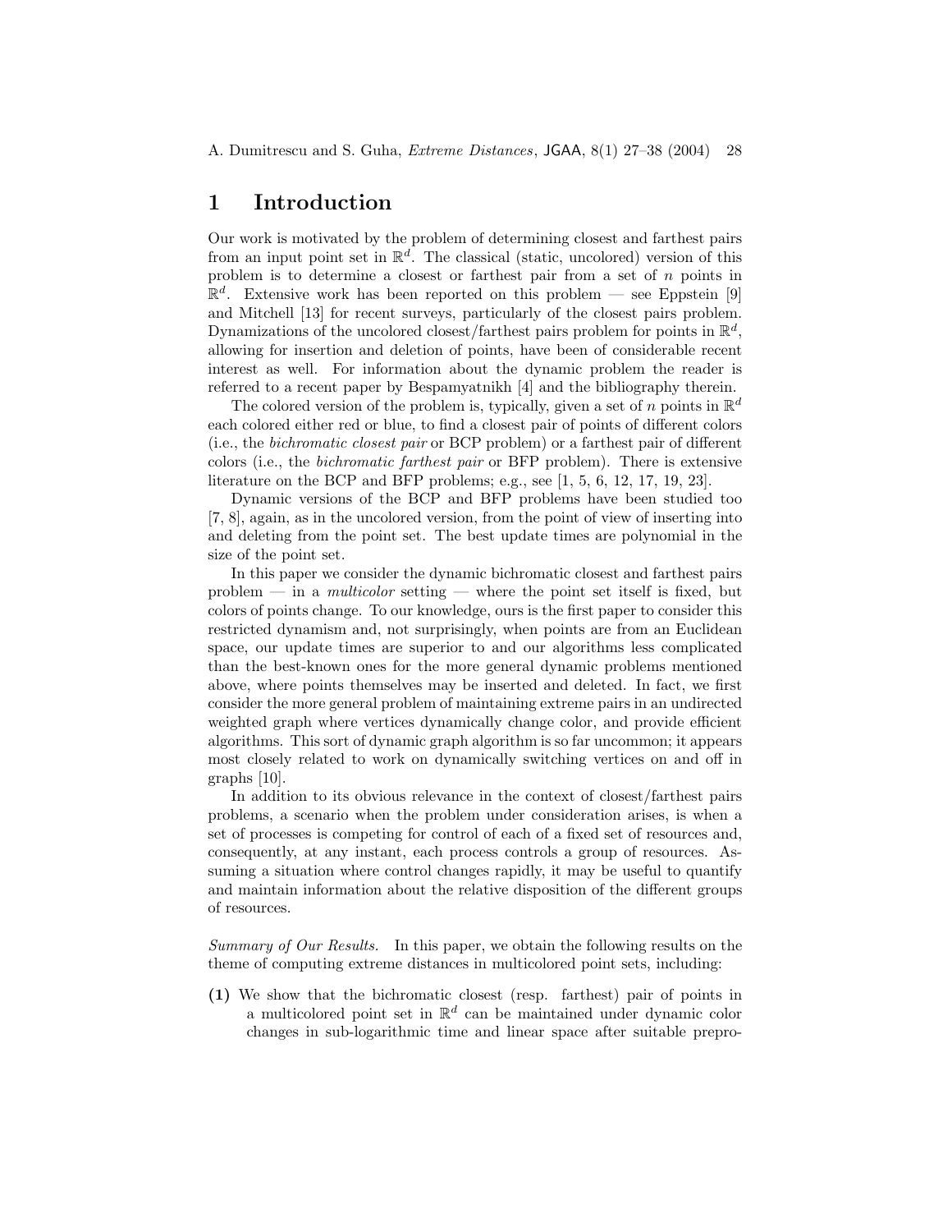# 1 Introduction

Our work is motivated by the problem of determining closest and farthest pairs from an input point set in $\mathbb{R}^d$. The classical (static, uncolored) version of this problem is to determine a closest or farthest pair from a set of $n$ points in $\mathbb{R}^d$. Extensive work has been reported on this problem — see Eppstein [9] and Mitchell [13] for recent surveys, particularly of the closest pairs problem. Dynamizations of the uncolored closest/farthest pairs problem for points in $\mathbb{R}^d$, allowing for insertion and deletion of points, have been of considerable recent interest as well. For information about the dynamic problem the reader is referred to a recent paper by Bespamyatnikh [4] and the bibliography therein.

The colored version of the problem is, typically, given a set of $n$ points in $\mathbb{R}^d$ each colored either red or blue, to find a closest pair of points of different colors (i.e., the *bichromatic closest pair* or BCP problem) or a farthest pair of different colors (i.e., the *bichromatic farthest pair* or BFP problem). There is extensive literature on the BCP and BFP problems; e.g., see [1, 5, 6, 12, 17, 19, 23].

Dynamic versions of the BCP and BFP problems have been studied too [7, 8], again, as in the uncolored version, from the point of view of inserting into and deleting from the point set. The best update times are polynomial in the size of the point set.

In this paper we consider the dynamic bichromatic closest and farthest pairs problem — in a *multicolor* setting — where the point set itself is fixed, but colors of points change. To our knowledge, ours is the first paper to consider this restricted dynamism and, not surprisingly, when points are from an Euclidean space, our update times are superior to and our algorithms less complicated than the best-known ones for the more general dynamic problems mentioned above, where points themselves may be inserted and deleted. In fact, we first consider the more general problem of maintaining extreme pairs in an undirected weighted graph where vertices dynamically change color, and provide efficient algorithms. This sort of dynamic graph algorithm is so far uncommon; it appears most closely related to work on dynamically switching vertices on and off in graphs [10].

In addition to its obvious relevance in the context of closest/farthest pairs problems, a scenario when the problem under consideration arises, is when a set of processes is competing for control of each of a fixed set of resources and, consequently, at any instant, each process controls a group of resources. Assuming a situation where control changes rapidly, it may be useful to quantify and maintain information about the relative disposition of the different groups of resources.

*Summary of Our Results.* In this paper, we obtain the following results on the theme of computing extreme distances in multicolored point sets, including:

**(1)** We show that the bichromatic closest (resp. farthest) pair of points in a multicolored point set in $\mathbb{R}^d$ can be maintained under dynamic color changes in sub-logarithmic time and linear space after suitable prepro-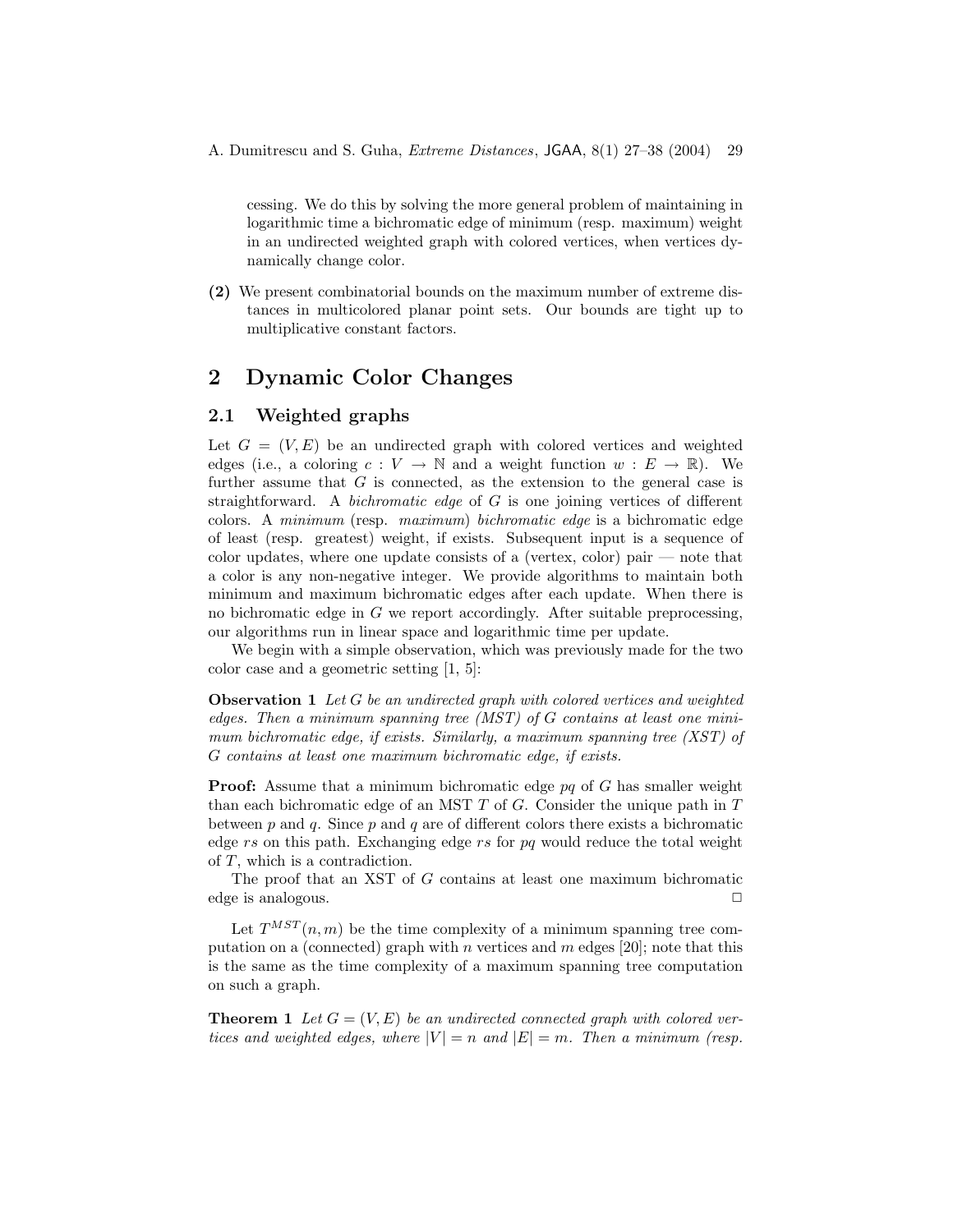cessing. We do this by solving the more general problem of maintaining in logarithmic time a bichromatic edge of minimum (resp. maximum) weight in an undirected weighted graph with colored vertices, when vertices dynamically change color.

**(2)** We present combinatorial bounds on the maximum number of extreme distances in multicolored planar point sets. Our bounds are tight up to multiplicative constant factors.

# 2 Dynamic Color Changes

## 2.1 Weighted graphs

Let $G = (V, E)$ be an undirected graph with colored vertices and weighted edges (i.e., a coloring $c : V \to \mathbb{N}$ and a weight function $w : E \to \mathbb{R}$). We further assume that $G$ is connected, as the extension to the general case is straightforward. A *bichromatic edge* of $G$ is one joining vertices of different colors. A *minimum* (resp. *maximum*) *bichromatic edge* is a bichromatic edge of least (resp. greatest) weight, if exists. Subsequent input is a sequence of color updates, where one update consists of a (vertex, color) pair — note that a color is any non-negative integer. We provide algorithms to maintain both minimum and maximum bichromatic edges after each update. When there is no bichromatic edge in $G$ we report accordingly. After suitable preprocessing, our algorithms run in linear space and logarithmic time per update.

We begin with a simple observation, which was previously made for the two color case and a geometric setting [1, 5]:

**Observation 1** *Let $G$ be an undirected graph with colored vertices and weighted edges. Then a minimum spanning tree (MST) of $G$ contains at least one minimum bichromatic edge, if exists. Similarly, a maximum spanning tree (XST) of $G$ contains at least one maximum bichromatic edge, if exists.*

**Proof:** Assume that a minimum bichromatic edge $pq$ of $G$ has smaller weight than each bichromatic edge of an MST $T$ of $G$. Consider the unique path in $T$ between $p$ and $q$. Since $p$ and $q$ are of different colors there exists a bichromatic edge $rs$ on this path. Exchanging edge $rs$ for $pq$ would reduce the total weight of $T$, which is a contradiction.

The proof that an XST of $G$ contains at least one maximum bichromatic edge is analogous. □

Let $T^{MST}(n, m)$ be the time complexity of a minimum spanning tree computation on a (connected) graph with $n$ vertices and $m$ edges [20]; note that this is the same as the time complexity of a maximum spanning tree computation on such a graph.

**Theorem 1** *Let $G = (V, E)$ be an undirected connected graph with colored vertices and weighted edges, where $|V| = n$ and $|E| = m$. Then a minimum (resp.*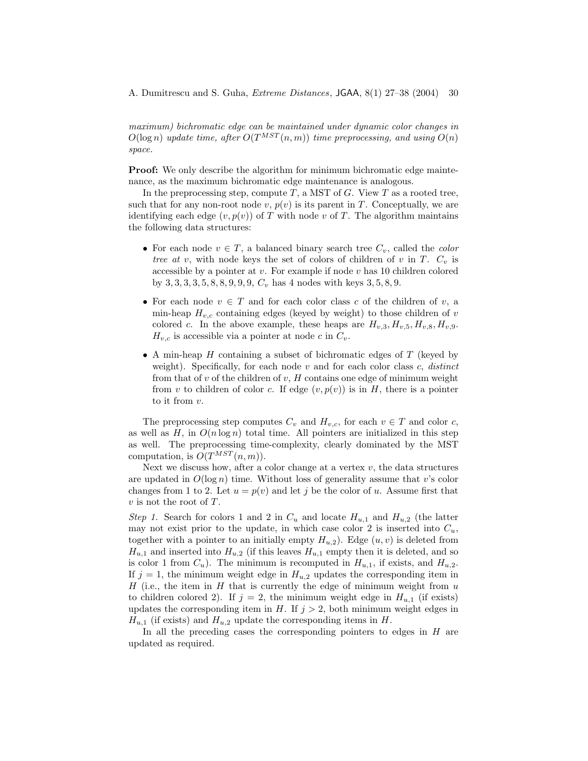*maximum) bichromatic edge can be maintained under dynamic color changes in $O(\log n)$ update time, after $O(T^{MST}(n,m))$ time preprocessing, and using $O(n)$ space.*

**Proof:** We only describe the algorithm for minimum bichromatic edge maintenance, as the maximum bichromatic edge maintenance is analogous.

In the preprocessing step, compute $T$, a MST of $G$. View $T$ as a rooted tree, such that for any non-root node $v$, $p(v)$ is its parent in $T$. Conceptually, we are identifying each edge $(v, p(v))$ of $T$ with node $v$ of $T$. The algorithm maintains the following data structures:

- For each node $v \in T$, a balanced binary search tree $C_v$, called the *color tree at* $v$, with node keys the set of colors of children of $v$ in $T$. $C_v$ is accessible by a pointer at $v$. For example if node $v$ has 10 children colored by $3, 3, 3, 3, 5, 8, 8, 9, 9, 9$, $C_v$ has 4 nodes with keys $3, 5, 8, 9$.
- For each node $v \in T$ and for each color class $c$ of the children of $v$, a min-heap $H_{v,c}$ containing edges (keyed by weight) to those children of $v$ colored $c$. In the above example, these heaps are $H_{v,3}, H_{v,5}, H_{v,8}, H_{v,9}$. $H_{v,c}$ is accessible via a pointer at node $c$ in $C_v$.
- A min-heap $H$ containing a subset of bichromatic edges of $T$ (keyed by weight). Specifically, for each node $v$ and for each color class $c$, *distinct* from that of $v$ of the children of $v$, $H$ contains one edge of minimum weight from $v$ to children of color $c$. If edge $(v, p(v))$ is in $H$, there is a pointer to it from $v$.

The preprocessing step computes $C_v$ and $H_{v,c}$, for each $v \in T$ and color $c$, as well as $H$, in $O(n \log n)$ total time. All pointers are initialized in this step as well. The preprocessing time-complexity, clearly dominated by the MST computation, is $O(T^{MST}(n,m))$.

Next we discuss how, after a color change at a vertex $v$, the data structures are updated in $O(\log n)$ time. Without loss of generality assume that $v$'s color changes from 1 to 2. Let $u = p(v)$ and let $j$ be the color of $u$. Assume first that $v$ is not the root of $T$.

*Step 1.* Search for colors 1 and 2 in $C_u$ and locate $H_{u,1}$ and $H_{u,2}$ (the latter may not exist prior to the update, in which case color 2 is inserted into $C_u$, together with a pointer to an initially empty $H_{u,2}$). Edge $(u, v)$ is deleted from $H_{u,1}$ and inserted into $H_{u,2}$ (if this leaves $H_{u,1}$ empty then it is deleted, and so is color 1 from $C_u$). The minimum is recomputed in $H_{u,1}$, if exists, and $H_{u,2}$. If $j = 1$, the minimum weight edge in $H_{u,2}$ updates the corresponding item in $H$ (i.e., the item in $H$ that is currently the edge of minimum weight from $u$ to children colored 2). If $j = 2$, the minimum weight edge in $H_{u,1}$ (if exists) updates the corresponding item in $H$. If $j > 2$, both minimum weight edges in $H_{u,1}$ (if exists) and $H_{u,2}$ update the corresponding items in $H$.

In all the preceding cases the corresponding pointers to edges in $H$ are updated as required.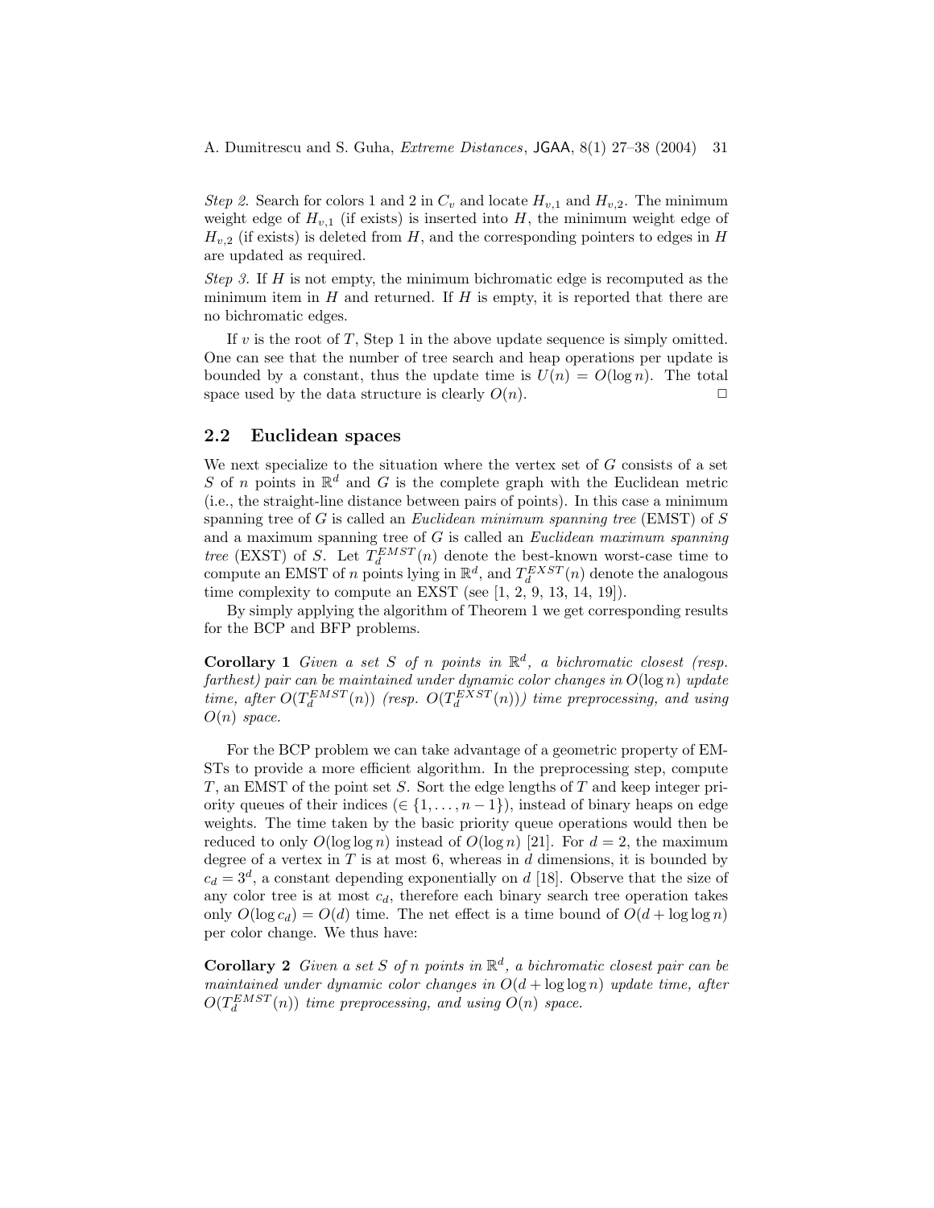*Step 2.* Search for colors 1 and 2 in $C_v$ and locate $H_{v,1}$ and $H_{v,2}$. The minimum weight edge of $H_{v,1}$ (if exists) is inserted into $H$, the minimum weight edge of $H_{v,2}$ (if exists) is deleted from $H$, and the corresponding pointers to edges in $H$ are updated as required.

*Step 3.* If $H$ is not empty, the minimum bichromatic edge is recomputed as the minimum item in $H$ and returned. If $H$ is empty, it is reported that there are no bichromatic edges.

If $v$ is the root of $T$, Step 1 in the above update sequence is simply omitted. One can see that the number of tree search and heap operations per update is bounded by a constant, thus the update time is $U(n) = O(\log n)$. The total space used by the data structure is clearly $O(n)$. □

## 2.2 Euclidean spaces

We next specialize to the situation where the vertex set of $G$ consists of a set $S$ of $n$ points in $\mathbb{R}^d$ and $G$ is the complete graph with the Euclidean metric (i.e., the straight-line distance between pairs of points). In this case a minimum spanning tree of $G$ is called an *Euclidean minimum spanning tree* (EMST) of $S$ and a maximum spanning tree of $G$ is called an *Euclidean maximum spanning tree* (EXST) of $S$. Let $T_d^{EMST}(n)$ denote the best-known worst-case time to compute an EMST of $n$ points lying in $\mathbb{R}^d$, and $T_d^{EXST}(n)$ denote the analogous time complexity to compute an EXST (see [1, 2, 9, 13, 14, 19]).

By simply applying the algorithm of Theorem 1 we get corresponding results for the BCP and BFP problems.

**Corollary 1** *Given a set $S$ of $n$ points in $\mathbb{R}^d$, a bichromatic closest (resp. farthest) pair can be maintained under dynamic color changes in $O(\log n)$ update time, after $O(T_d^{EMST}(n))$ (resp. $O(T_d^{EXST}(n))$) time preprocessing, and using $O(n)$ space.*

For the BCP problem we can take advantage of a geometric property of EMSTs to provide a more efficient algorithm. In the preprocessing step, compute $T$, an EMST of the point set $S$. Sort the edge lengths of $T$ and keep integer priority queues of their indices ($\in \{1, \ldots, n-1\}$), instead of binary heaps on edge weights. The time taken by the basic priority queue operations would then be reduced to only $O(\log \log n)$ instead of $O(\log n)$ [21]. For $d = 2$, the maximum degree of a vertex in $T$ is at most 6, whereas in $d$ dimensions, it is bounded by $c_d = 3^d$, a constant depending exponentially on $d$ [18]. Observe that the size of any color tree is at most $c_d$, therefore each binary search tree operation takes only $O(\log c_d) = O(d)$ time. The net effect is a time bound of $O(d + \log \log n)$ per color change. We thus have:

**Corollary 2** *Given a set $S$ of $n$ points in $\mathbb{R}^d$, a bichromatic closest pair can be maintained under dynamic color changes in $O(d + \log \log n)$ update time, after $O(T_d^{EMST}(n))$ time preprocessing, and using $O(n)$ space.*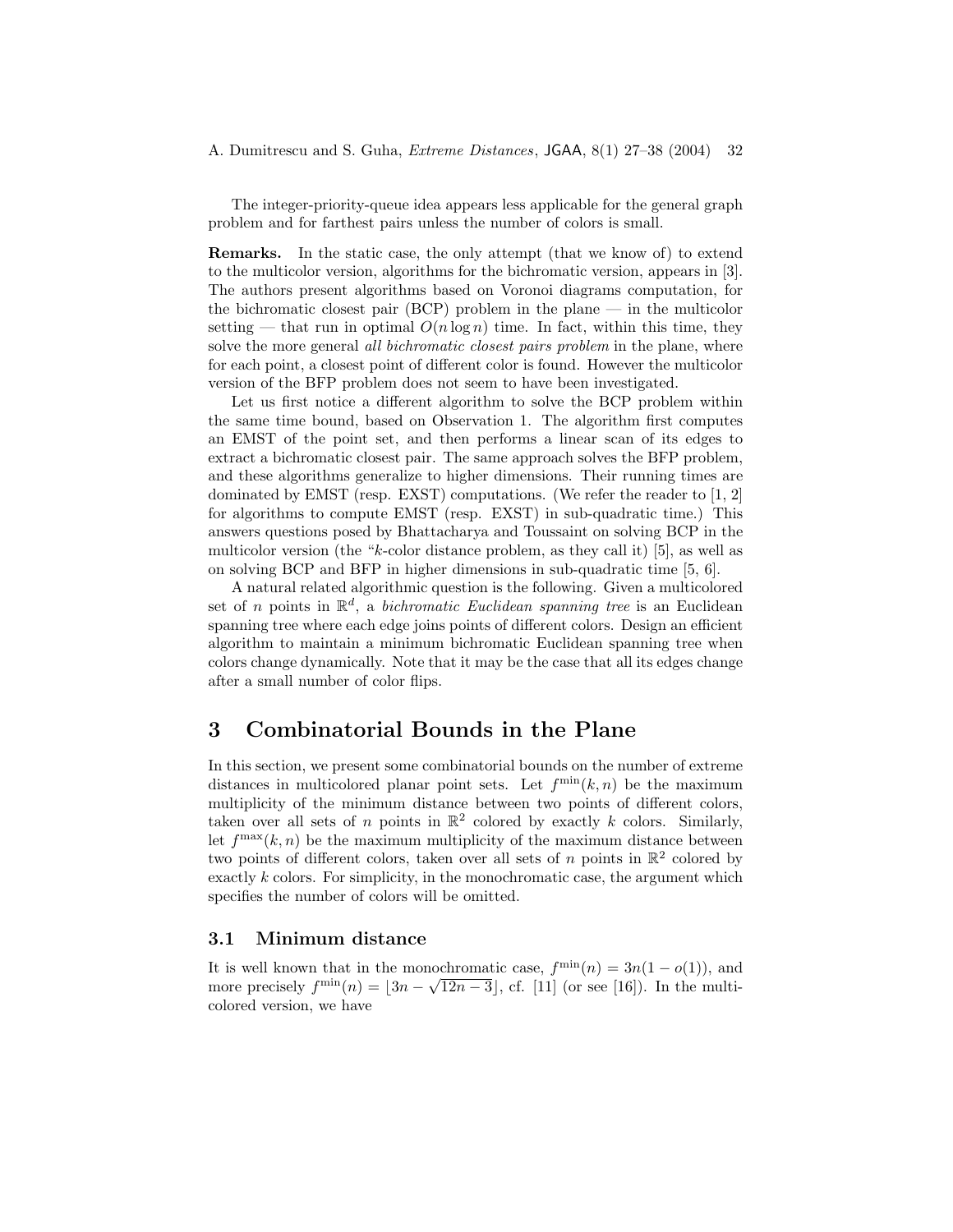The integer-priority-queue idea appears less applicable for the general graph problem and for farthest pairs unless the number of colors is small.

**Remarks.** In the static case, the only attempt (that we know of) to extend to the multicolor version, algorithms for the bichromatic version, appears in [3]. The authors present algorithms based on Voronoi diagrams computation, for the bichromatic closest pair (BCP) problem in the plane — in the multicolor setting — that run in optimal $O(n \log n)$ time. In fact, within this time, they solve the more general *all bichromatic closest pairs problem* in the plane, where for each point, a closest point of different color is found. However the multicolor version of the BFP problem does not seem to have been investigated.

Let us first notice a different algorithm to solve the BCP problem within the same time bound, based on Observation 1. The algorithm first computes an EMST of the point set, and then performs a linear scan of its edges to extract a bichromatic closest pair. The same approach solves the BFP problem, and these algorithms generalize to higher dimensions. Their running times are dominated by EMST (resp. EXST) computations. (We refer the reader to [1, 2] for algorithms to compute EMST (resp. EXST) in sub-quadratic time.) This answers questions posed by Bhattacharya and Toussaint on solving BCP in the multicolor version (the "$k$-color distance problem, as they call it) [5], as well as on solving BCP and BFP in higher dimensions in sub-quadratic time [5, 6].

A natural related algorithmic question is the following. Given a multicolored set of $n$ points in $\mathbb{R}^d$, a *bichromatic Euclidean spanning tree* is an Euclidean spanning tree where each edge joins points of different colors. Design an efficient algorithm to maintain a minimum bichromatic Euclidean spanning tree when colors change dynamically. Note that it may be the case that all its edges change after a small number of color flips.

# 3 Combinatorial Bounds in the Plane

In this section, we present some combinatorial bounds on the number of extreme distances in multicolored planar point sets. Let $f^{\min}(k, n)$ be the maximum multiplicity of the minimum distance between two points of different colors, taken over all sets of $n$ points in $\mathbb{R}^2$ colored by exactly $k$ colors. Similarly, let $f^{\max}(k, n)$ be the maximum multiplicity of the maximum distance between two points of different colors, taken over all sets of $n$ points in $\mathbb{R}^2$ colored by exactly $k$ colors. For simplicity, in the monochromatic case, the argument which specifies the number of colors will be omitted.

## 3.1 Minimum distance

It is well known that in the monochromatic case, $f^{\min}(n) = 3n(1 - o(1))$, and more precisely $f^{\min}(n) = \lfloor 3n - \sqrt{12n - 3} \rfloor$, cf. [11] (or see [16]). In the multicolored version, we have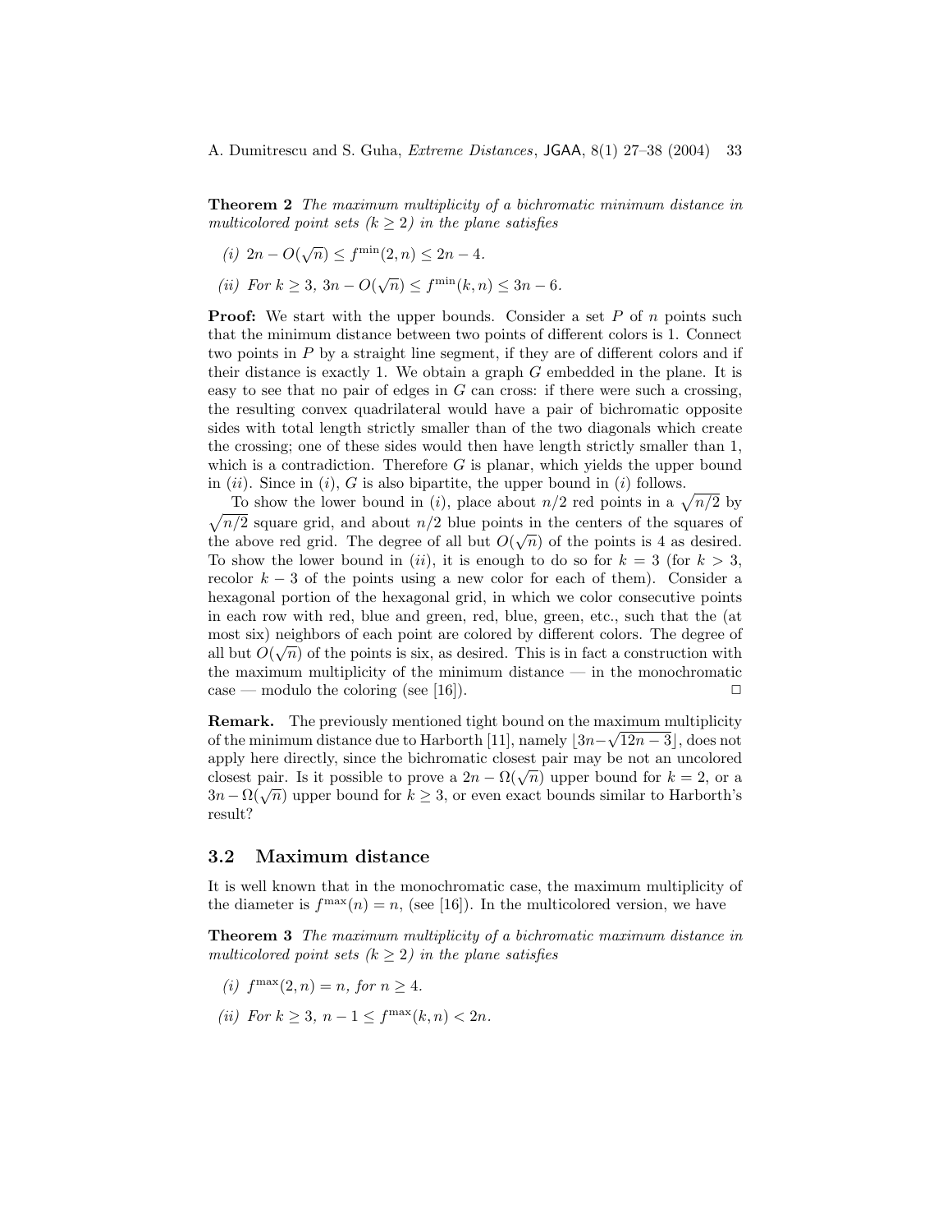**Theorem 2** *The maximum multiplicity of a bichromatic minimum distance in multicolored point sets ($k \geq 2$) in the plane satisfies*

*(i)* $2n - O(\sqrt{n}) \leq f^{\min}(2, n) \leq 2n - 4$.

*(ii) For* $k \geq 3$, $3n - O(\sqrt{n}) \leq f^{\min}(k, n) \leq 3n - 6$.

**Proof:** We start with the upper bounds. Consider a set $P$ of $n$ points such that the minimum distance between two points of different colors is 1. Connect two points in $P$ by a straight line segment, if they are of different colors and if their distance is exactly 1. We obtain a graph $G$ embedded in the plane. It is easy to see that no pair of edges in $G$ can cross: if there were such a crossing, the resulting convex quadrilateral would have a pair of bichromatic opposite sides with total length strictly smaller than of the two diagonals which create the crossing; one of these sides would then have length strictly smaller than 1, which is a contradiction. Therefore $G$ is planar, which yields the upper bound in $(ii)$. Since in $(i)$, $G$ is also bipartite, the upper bound in $(i)$ follows.

To show the lower bound in $(i)$, place about $n/2$ red points in a $\sqrt{n/2}$ by $\sqrt{n/2}$ square grid, and about $n/2$ blue points in the centers of the squares of the above red grid. The degree of all but $O(\sqrt{n})$ of the points is 4 as desired. To show the lower bound in $(ii)$, it is enough to do so for $k = 3$ (for $k > 3$, recolor $k - 3$ of the points using a new color for each of them). Consider a hexagonal portion of the hexagonal grid, in which we color consecutive points in each row with red, blue and green, red, blue, green, etc., such that the (at most six) neighbors of each point are colored by different colors. The degree of all but $O(\sqrt{n})$ of the points is six, as desired. This is in fact a construction with the maximum multiplicity of the minimum distance — in the monochromatic case — modulo the coloring (see [16]). □

**Remark.** The previously mentioned tight bound on the maximum multiplicity of the minimum distance due to Harborth [11], namely $\lfloor 3n - \sqrt{12n - 3} \rfloor$, does not apply here directly, since the bichromatic closest pair may be not an uncolored closest pair. Is it possible to prove a $2n - \Omega(\sqrt{n})$ upper bound for $k = 2$, or a $3n - \Omega(\sqrt{n})$ upper bound for $k \geq 3$, or even exact bounds similar to Harborth's result?

### 3.2 Maximum distance

It is well known that in the monochromatic case, the maximum multiplicity of the diameter is $f^{\max}(n) = n$, (see [16]). In the multicolored version, we have

**Theorem 3** *The maximum multiplicity of a bichromatic maximum distance in multicolored point sets ($k \geq 2$) in the plane satisfies*

*(i)* $f^{\max}(2, n) = n$, *for* $n \geq 4$.

*(ii) For* $k \geq 3$, $n - 1 \leq f^{\max}(k, n) < 2n$.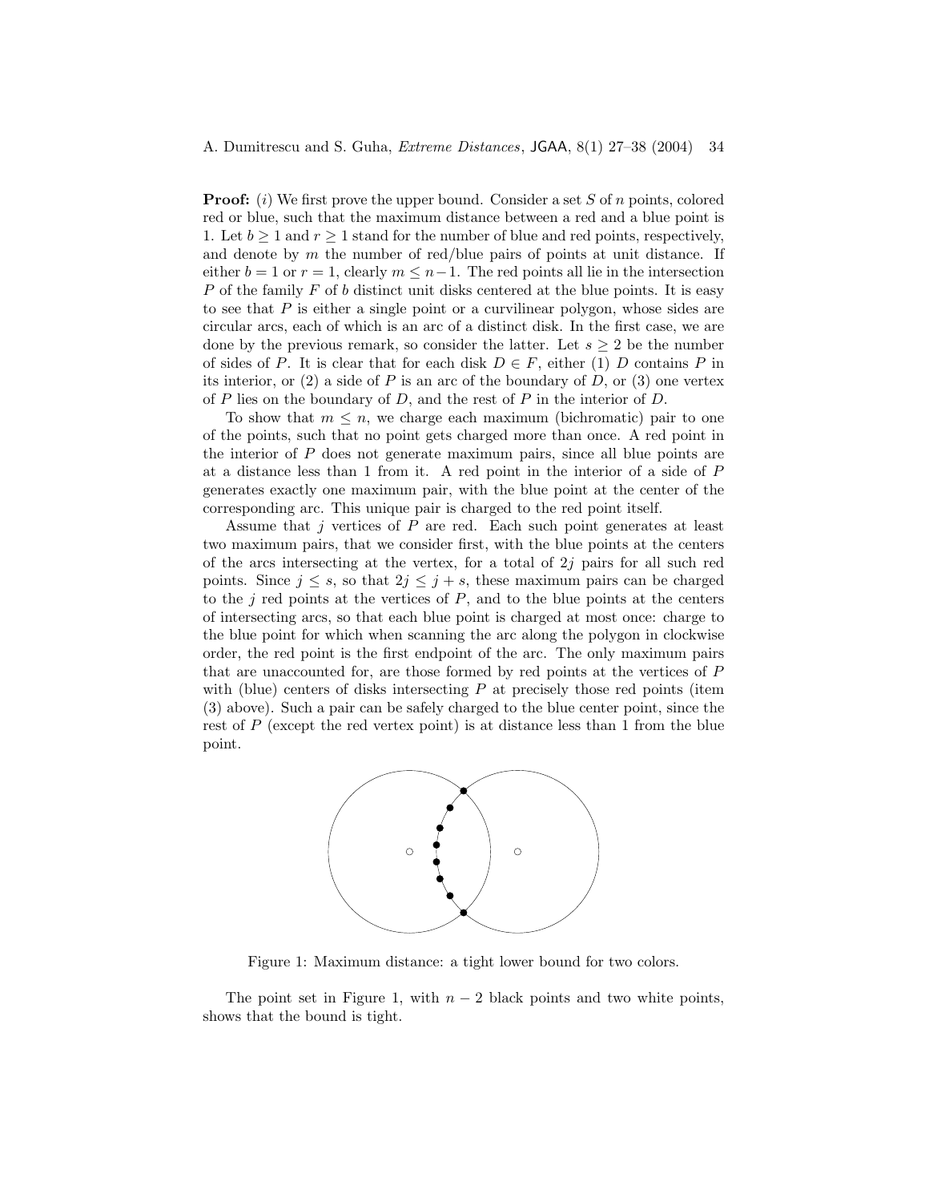**Proof:** $(i)$ We first prove the upper bound. Consider a set $S$ of $n$ points, colored red or blue, such that the maximum distance between a red and a blue point is 1. Let $b \geq 1$ and $r \geq 1$ stand for the number of blue and red points, respectively, and denote by $m$ the number of red/blue pairs of points at unit distance. If either $b = 1$ or $r = 1$, clearly $m \leq n-1$. The red points all lie in the intersection $P$ of the family $F$ of $b$ distinct unit disks centered at the blue points. It is easy to see that $P$ is either a single point or a curvilinear polygon, whose sides are circular arcs, each of which is an arc of a distinct disk. In the first case, we are done by the previous remark, so consider the latter. Let $s \geq 2$ be the number of sides of $P$. It is clear that for each disk $D \in F$, either (1) $D$ contains $P$ in its interior, or (2) a side of $P$ is an arc of the boundary of $D$, or (3) one vertex of $P$ lies on the boundary of $D$, and the rest of $P$ in the interior of $D$.

To show that $m \leq n$, we charge each maximum (bichromatic) pair to one of the points, such that no point gets charged more than once. A red point in the interior of $P$ does not generate maximum pairs, since all blue points are at a distance less than 1 from it. A red point in the interior of a side of $P$ generates exactly one maximum pair, with the blue point at the center of the corresponding arc. This unique pair is charged to the red point itself.

Assume that $j$ vertices of $P$ are red. Each such point generates at least two maximum pairs, that we consider first, with the blue points at the centers of the arcs intersecting at the vertex, for a total of $2j$ pairs for all such red points. Since $j \leq s$, so that $2j \leq j + s$, these maximum pairs can be charged to the $j$ red points at the vertices of $P$, and to the blue points at the centers of intersecting arcs, so that each blue point is charged at most once: charge to the blue point for which when scanning the arc along the polygon in clockwise order, the red point is the first endpoint of the arc. The only maximum pairs that are unaccounted for, are those formed by red points at the vertices of $P$ with (blue) centers of disks intersecting $P$ at precisely those red points (item (3) above). Such a pair can be safely charged to the blue center point, since the rest of $P$ (except the red vertex point) is at distance less than 1 from the blue point.

Figure 1: Maximum distance: a tight lower bound for two colors.

The point set in Figure 1, with $n-2$ black points and two white points, shows that the bound is tight.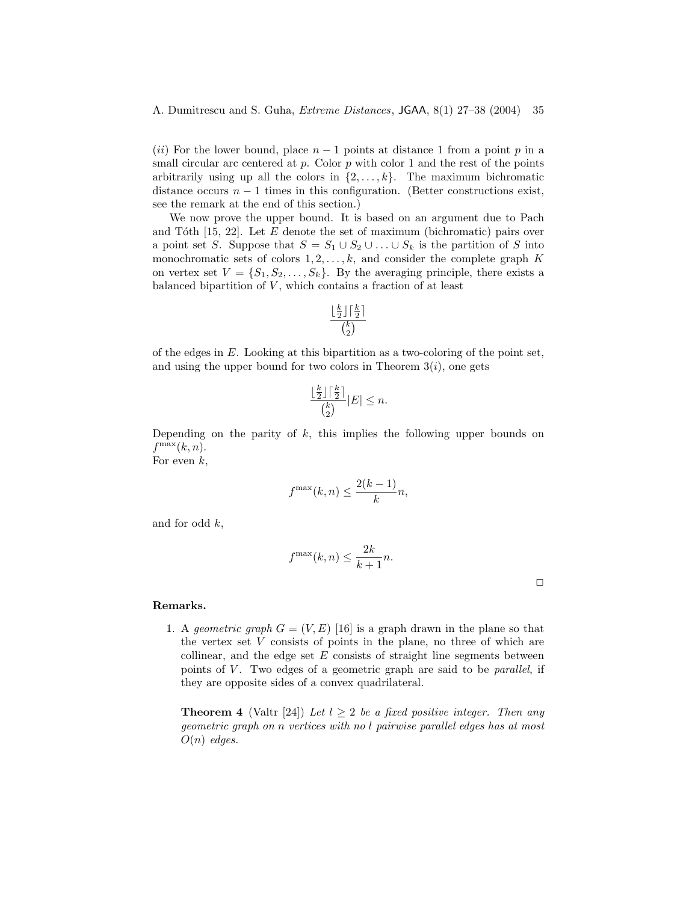(*ii*) For the lower bound, place $n-1$ points at distance 1 from a point $p$ in a small circular arc centered at $p$. Color $p$ with color 1 and the rest of the points arbitrarily using up all the colors in $\{2, \ldots, k\}$. The maximum bichromatic distance occurs $n-1$ times in this configuration. (Better constructions exist, see the remark at the end of this section.)

We now prove the upper bound. It is based on an argument due to Pach and Tóth [15, 22]. Let $E$ denote the set of maximum (bichromatic) pairs over a point set $S$. Suppose that $S = S_1 \cup S_2 \cup \ldots \cup S_k$ is the partition of $S$ into monochromatic sets of colors $1, 2, \ldots, k$, and consider the complete graph $K$ on vertex set $V = \{S_1, S_2, \ldots, S_k\}$. By the averaging principle, there exists a balanced bipartition of $V$, which contains a fraction of at least

$$\frac{\lfloor \frac{k}{2} \rfloor \lceil \frac{k}{2} \rceil}{\binom{k}{2}}$$

of the edges in $E$. Looking at this bipartition as a two-coloring of the point set, and using the upper bound for two colors in Theorem 3(*i*), one gets

$$\frac{\lfloor \frac{k}{2} \rfloor \lceil \frac{k}{2} \rceil}{\binom{k}{2}} |E| \leq n.$$

Depending on the parity of $k$, this implies the following upper bounds on $f^{\max}(k, n)$.
For even $k$,

$$f^{\max}(k, n) \leq \frac{2(k-1)}{k} n,$$

and for odd $k$,

$$f^{\max}(k, n) \leq \frac{2k}{k+1} n.$$

□

**Remarks.**

1. A *geometric graph* $G = (V, E)$ [16] is a graph drawn in the plane so that the vertex set $V$ consists of points in the plane, no three of which are collinear, and the edge set $E$ consists of straight line segments between points of $V$. Two edges of a geometric graph are said to be *parallel*, if they are opposite sides of a convex quadrilateral.

   **Theorem 4** (Valtr [24]) *Let $l \geq 2$ be a fixed positive integer. Then any geometric graph on n vertices with no l pairwise parallel edges has at most $O(n)$ edges.*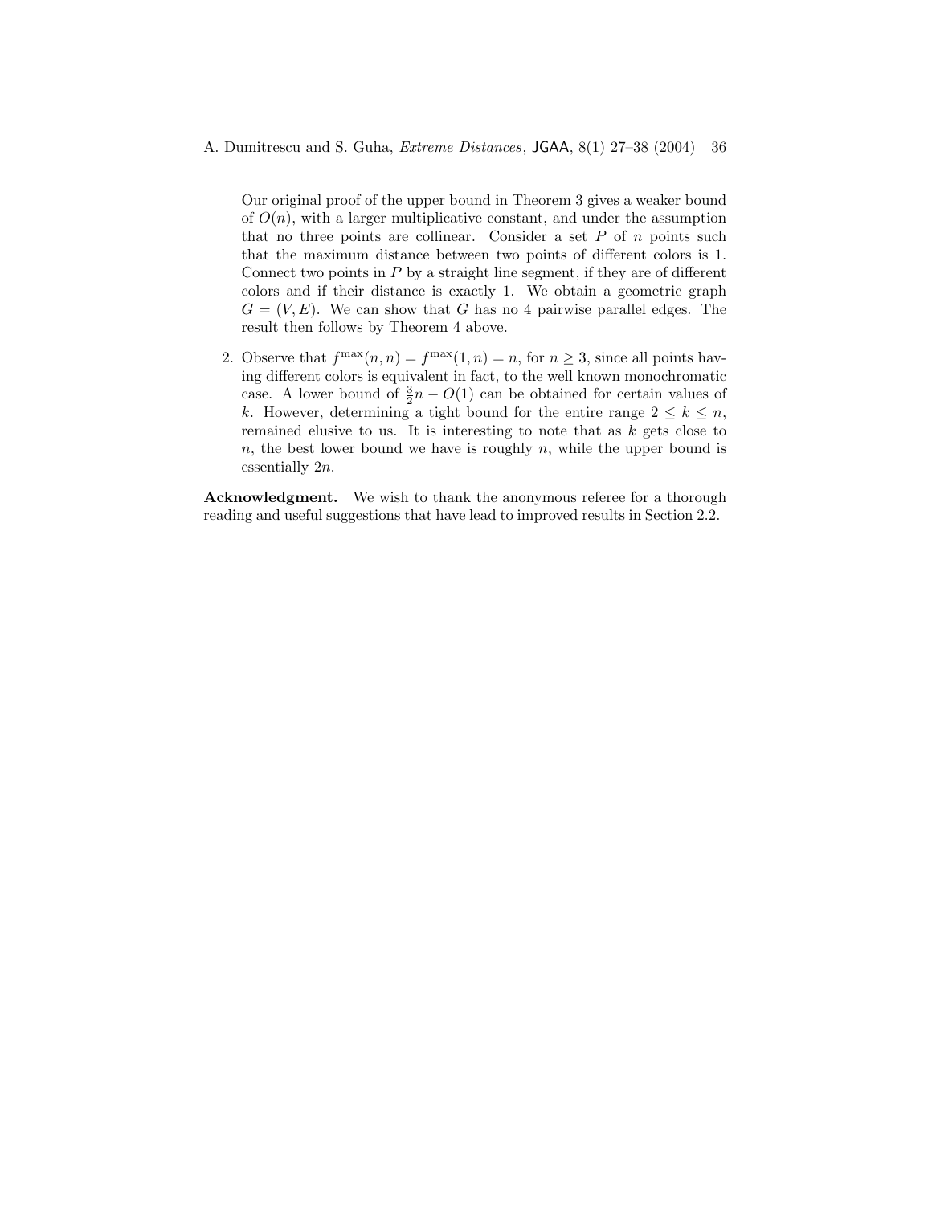Our original proof of the upper bound in Theorem 3 gives a weaker bound of $O(n)$, with a larger multiplicative constant, and under the assumption that no three points are collinear. Consider a set $P$ of $n$ points such that the maximum distance between two points of different colors is 1. Connect two points in $P$ by a straight line segment, if they are of different colors and if their distance is exactly 1. We obtain a geometric graph $G = (V, E)$. We can show that $G$ has no 4 pairwise parallel edges. The result then follows by Theorem 4 above.

2. Observe that $f^{\max}(n, n) = f^{\max}(1, n) = n$, for $n \geq 3$, since all points having different colors is equivalent in fact, to the well known monochromatic case. A lower bound of $\frac{3}{2}n - O(1)$ can be obtained for certain values of $k$. However, determining a tight bound for the entire range $2 \leq k \leq n$, remained elusive to us. It is interesting to note that as $k$ gets close to $n$, the best lower bound we have is roughly $n$, while the upper bound is essentially $2n$.

**Acknowledgment.** We wish to thank the anonymous referee for a thorough reading and useful suggestions that have lead to improved results in Section 2.2.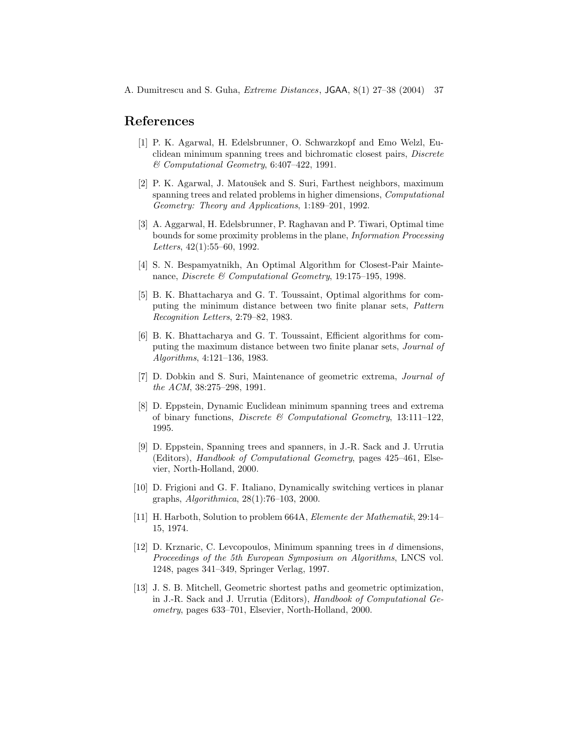## References

[1] P. K. Agarwal, H. Edelsbrunner, O. Schwarzkopf and Emo Welzl, Euclidean minimum spanning trees and bichromatic closest pairs, *Discrete & Computational Geometry*, 6:407–422, 1991.

[2] P. K. Agarwal, J. Matoušek and S. Suri, Farthest neighbors, maximum spanning trees and related problems in higher dimensions, *Computational Geometry: Theory and Applications*, 1:189–201, 1992.

[3] A. Aggarwal, H. Edelsbrunner, P. Raghavan and P. Tiwari, Optimal time bounds for some proximity problems in the plane, *Information Processing Letters*, 42(1):55–60, 1992.

[4] S. N. Bespamyatnikh, An Optimal Algorithm for Closest-Pair Maintenance, *Discrete & Computational Geometry*, 19:175–195, 1998.

[5] B. K. Bhattacharya and G. T. Toussaint, Optimal algorithms for computing the minimum distance between two finite planar sets, *Pattern Recognition Letters*, 2:79–82, 1983.

[6] B. K. Bhattacharya and G. T. Toussaint, Efficient algorithms for computing the maximum distance between two finite planar sets, *Journal of Algorithms*, 4:121–136, 1983.

[7] D. Dobkin and S. Suri, Maintenance of geometric extrema, *Journal of the ACM*, 38:275–298, 1991.

[8] D. Eppstein, Dynamic Euclidean minimum spanning trees and extrema of binary functions, *Discrete & Computational Geometry*, 13:111–122, 1995.

[9] D. Eppstein, Spanning trees and spanners, in J.-R. Sack and J. Urrutia (Editors), *Handbook of Computational Geometry*, pages 425–461, Elsevier, North-Holland, 2000.

[10] D. Frigioni and G. F. Italiano, Dynamically switching vertices in planar graphs, *Algorithmica*, 28(1):76–103, 2000.

[11] H. Harboth, Solution to problem 664A, *Elemente der Mathematik*, 29:14–15, 1974.

[12] D. Krznaric, C. Levcopoulos, Minimum spanning trees in $d$ dimensions, *Proceedings of the 5th European Symposium on Algorithms*, LNCS vol. 1248, pages 341–349, Springer Verlag, 1997.

[13] J. S. B. Mitchell, Geometric shortest paths and geometric optimization, in J.-R. Sack and J. Urrutia (Editors), *Handbook of Computational Geometry*, pages 633–701, Elsevier, North-Holland, 2000.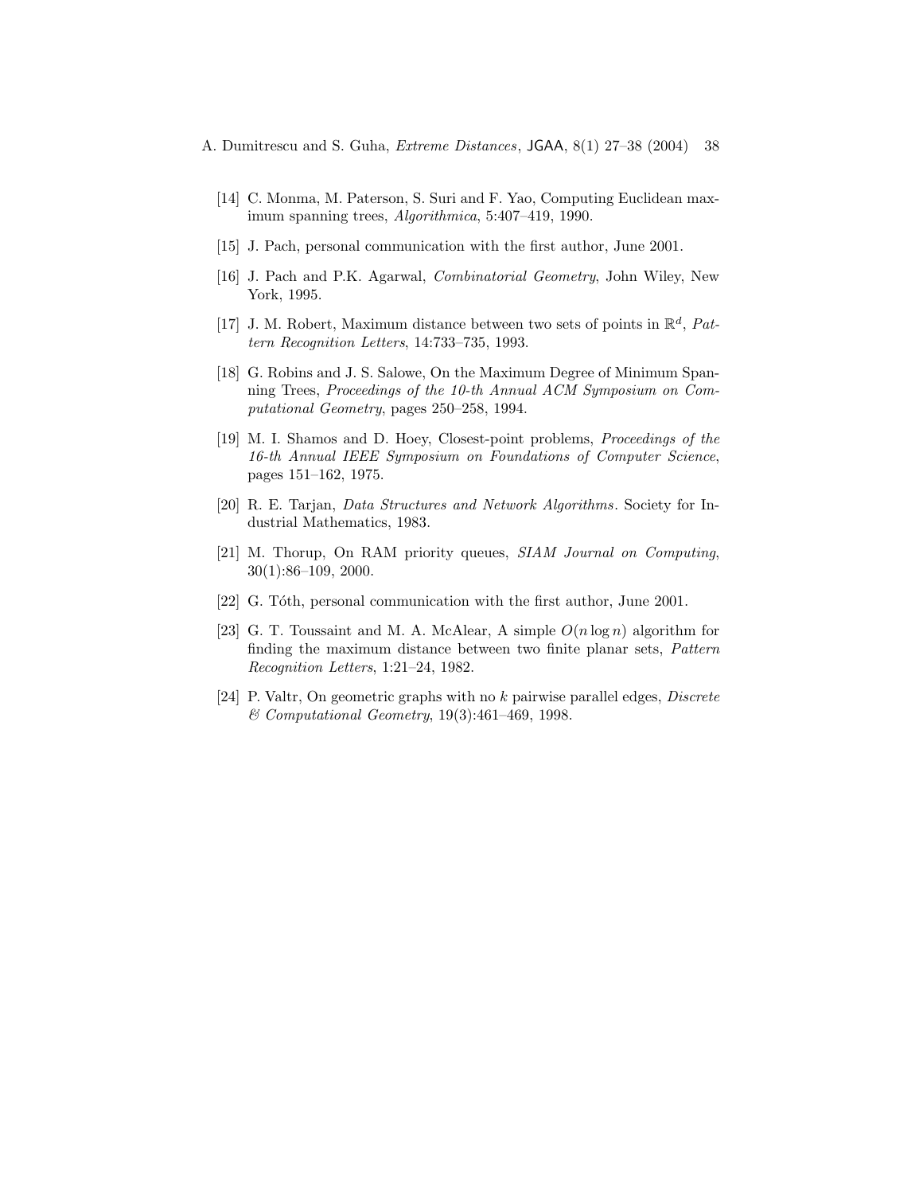[14] C. Monma, M. Paterson, S. Suri and F. Yao, Computing Euclidean maximum spanning trees, *Algorithmica*, 5:407–419, 1990.

[15] J. Pach, personal communication with the first author, June 2001.

[16] J. Pach and P.K. Agarwal, *Combinatorial Geometry*, John Wiley, New York, 1995.

[17] J. M. Robert, Maximum distance between two sets of points in $\mathbb{R}^d$, *Pattern Recognition Letters*, 14:733–735, 1993.

[18] G. Robins and J. S. Salowe, On the Maximum Degree of Minimum Spanning Trees, *Proceedings of the 10-th Annual ACM Symposium on Computational Geometry*, pages 250–258, 1994.

[19] M. I. Shamos and D. Hoey, Closest-point problems, *Proceedings of the 16-th Annual IEEE Symposium on Foundations of Computer Science*, pages 151–162, 1975.

[20] R. E. Tarjan, *Data Structures and Network Algorithms*. Society for Industrial Mathematics, 1983.

[21] M. Thorup, On RAM priority queues, *SIAM Journal on Computing*, 30(1):86–109, 2000.

[22] G. Tóth, personal communication with the first author, June 2001.

[23] G. T. Toussaint and M. A. McAlear, A simple $O(n \log n)$ algorithm for finding the maximum distance between two finite planar sets, *Pattern Recognition Letters*, 1:21–24, 1982.

[24] P. Valtr, On geometric graphs with no $k$ pairwise parallel edges, *Discrete & Computational Geometry*, 19(3):461–469, 1998.